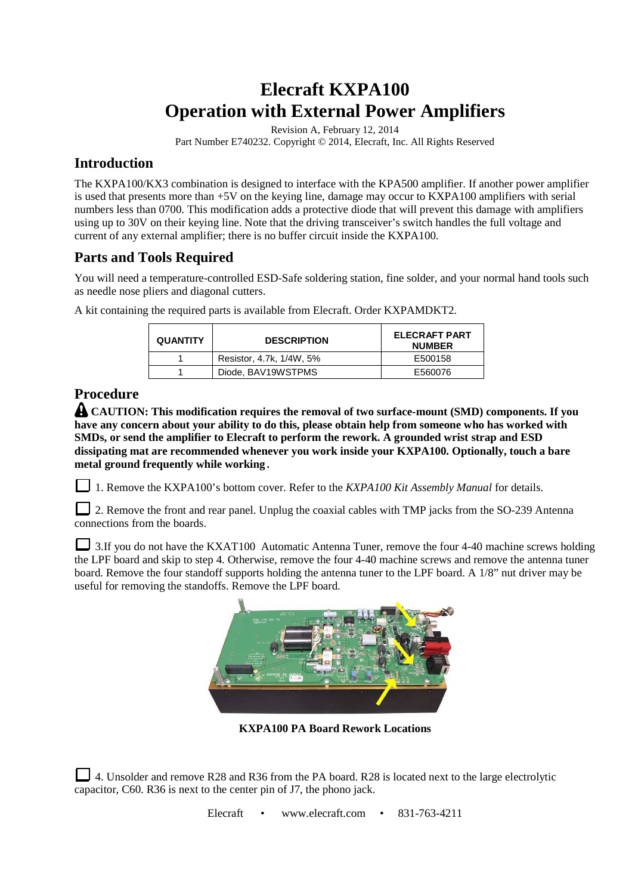# Elecraft KXPA100
# Operation with External Power Amplifiers

Revision A, February 12, 2014

Part Number E740232. Copyright © 2014, Elecraft, Inc. All Rights Reserved

## Introduction

The KXPA100/KX3 combination is designed to interface with the KPA500 amplifier. If another power amplifier is used that presents more than +5V on the keying line, damage may occur to KXPA100 amplifiers with serial numbers less than 0700. This modification adds a protective diode that will prevent this damage with amplifiers using up to 30V on their keying line. Note that the driving transceiver's switch handles the full voltage and current of any external amplifier; there is no buffer circuit inside the KXPA100.

## Parts and Tools Required

You will need a temperature-controlled ESD-Safe soldering station, fine solder, and your normal hand tools such as needle nose pliers and diagonal cutters.

A kit containing the required parts is available from Elecraft. Order KXPAMDKT2.

| QUANTITY | DESCRIPTION | ELECRAFT PART NUMBER |
|---|---|---|
| 1 | Resistor, 4.7k, 1/4W, 5% | E500158 |
| 1 | Diode, BAV19WSTPMS | E560076 |

## Procedure

**CAUTION: This modification requires the removal of two surface-mount (SMD) components. If you have any concern about your ability to do this, please obtain help from someone who has worked with SMDs, or send the amplifier to Elecraft to perform the rework. A grounded wrist strap and ESD dissipating mat are recommended whenever you work inside your KXPA100. Optionally, touch a bare metal ground frequently while working.**

☐ 1. Remove the KXPA100's bottom cover. Refer to the *KXPA100 Kit Assembly Manual* for details.

☐ 2. Remove the front and rear panel. Unplug the coaxial cables with TMP jacks from the SO-239 Antenna connections from the boards.

☐ 3.If you do not have the KXAT100 Automatic Antenna Tuner, remove the four 4-40 machine screws holding the LPF board and skip to step 4. Otherwise, remove the four 4-40 machine screws and remove the antenna tuner board. Remove the four standoff supports holding the antenna tuner to the LPF board. A 1/8" nut driver may be useful for removing the standoffs. Remove the LPF board.

**KXPA100 PA Board Rework Locations**

☐ 4. Unsolder and remove R28 and R36 from the PA board. R28 is located next to the large electrolytic capacitor, C60. R36 is next to the center pin of J7, the phono jack.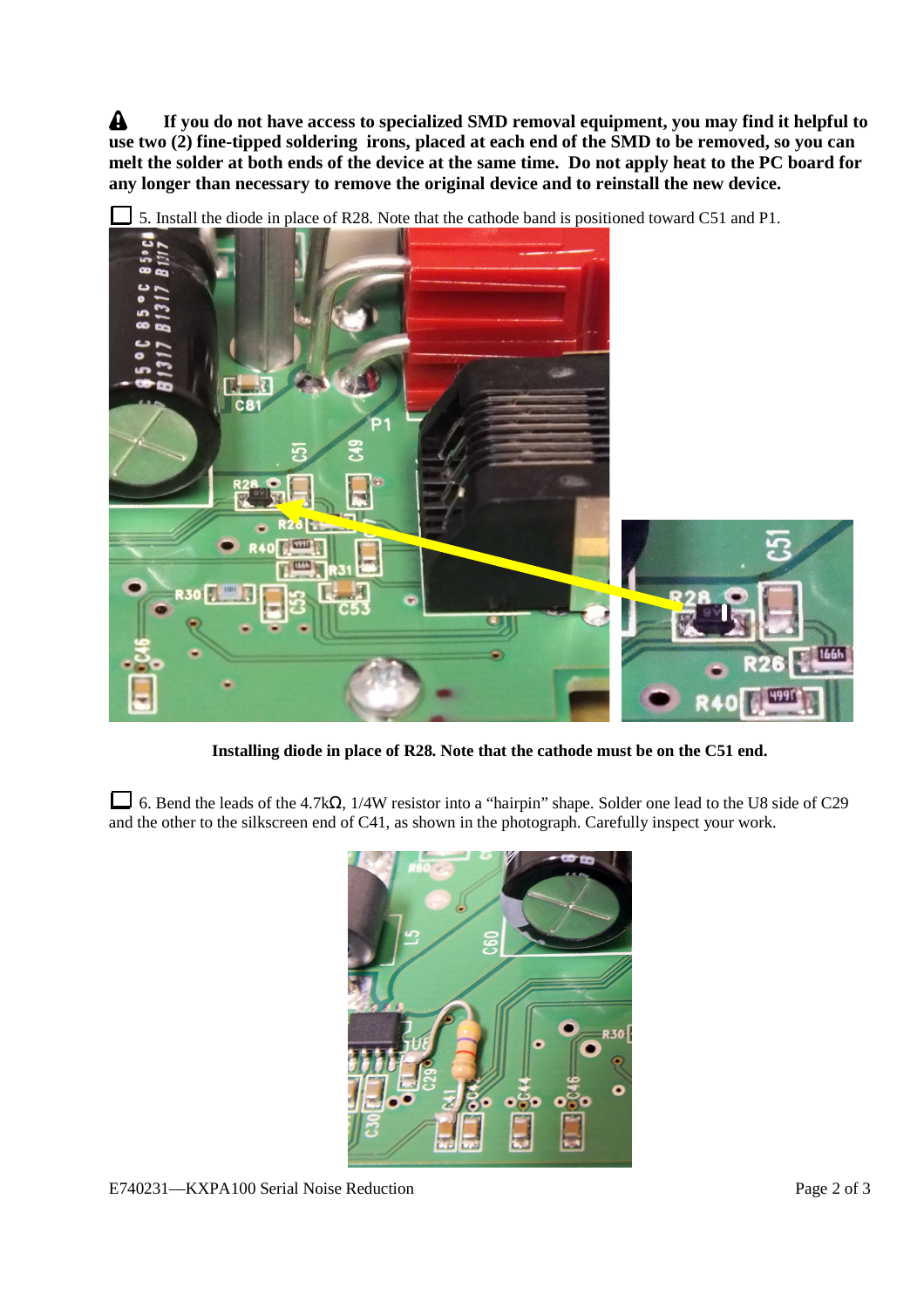⚠ **If you do not have access to specialized SMD removal equipment, you may find it helpful to use two (2) fine-tipped soldering irons, placed at each end of the SMD to be removed, so you can melt the solder at both ends of the device at the same time. Do not apply heat to the PC board for any longer than necessary to remove the original device and to reinstall the new device.**

☐ 5. Install the diode in place of R28. Note that the cathode band is positioned toward C51 and P1.

**Installing diode in place of R28. Note that the cathode must be on the C51 end.**

☐ 6. Bend the leads of the 4.7kΩ, 1/4W resistor into a "hairpin" shape. Solder one lead to the U8 side of C29 and the other to the silkscreen end of C41, as shown in the photograph. Carefully inspect your work.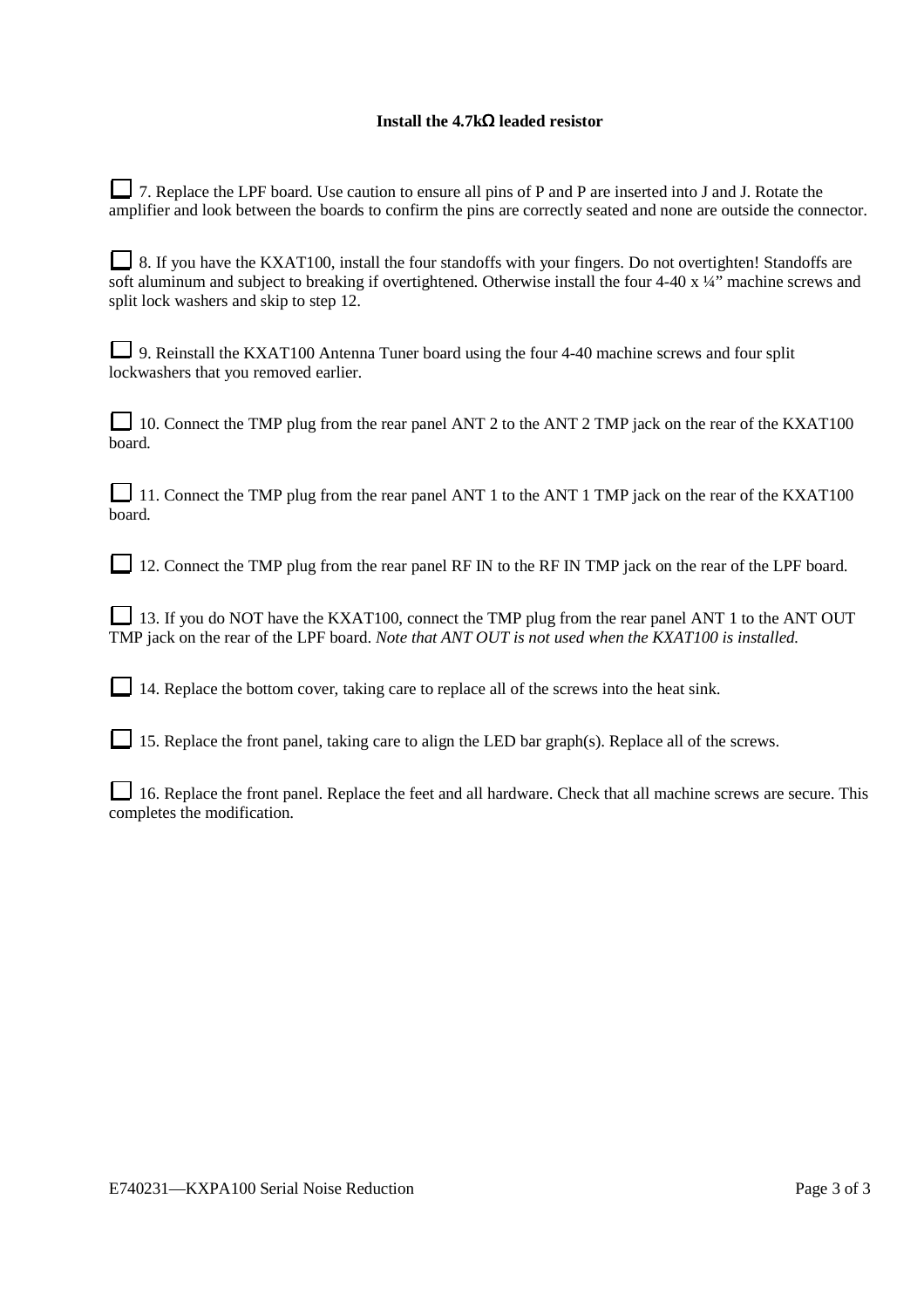**Install the 4.7kΩ leaded resistor**

☐ 7. Replace the LPF board. Use caution to ensure all pins of P and P are inserted into J and J. Rotate the amplifier and look between the boards to confirm the pins are correctly seated and none are outside the connector.

☐ 8. If you have the KXAT100, install the four standoffs with your fingers. Do not overtighten! Standoffs are soft aluminum and subject to breaking if overtightened. Otherwise install the four 4-40 x ¼" machine screws and split lock washers and skip to step 12.

☐ 9. Reinstall the KXAT100 Antenna Tuner board using the four 4-40 machine screws and four split lockwashers that you removed earlier.

☐ 10. Connect the TMP plug from the rear panel ANT 2 to the ANT 2 TMP jack on the rear of the KXAT100 board.

☐ 11. Connect the TMP plug from the rear panel ANT 1 to the ANT 1 TMP jack on the rear of the KXAT100 board.

☐ 12. Connect the TMP plug from the rear panel RF IN to the RF IN TMP jack on the rear of the LPF board.

☐ 13. If you do NOT have the KXAT100, connect the TMP plug from the rear panel ANT 1 to the ANT OUT TMP jack on the rear of the LPF board. *Note that ANT OUT is not used when the KXAT100 is installed.*

☐ 14. Replace the bottom cover, taking care to replace all of the screws into the heat sink.

☐ 15. Replace the front panel, taking care to align the LED bar graph(s). Replace all of the screws.

☐ 16. Replace the front panel. Replace the feet and all hardware. Check that all machine screws are secure. This completes the modification.